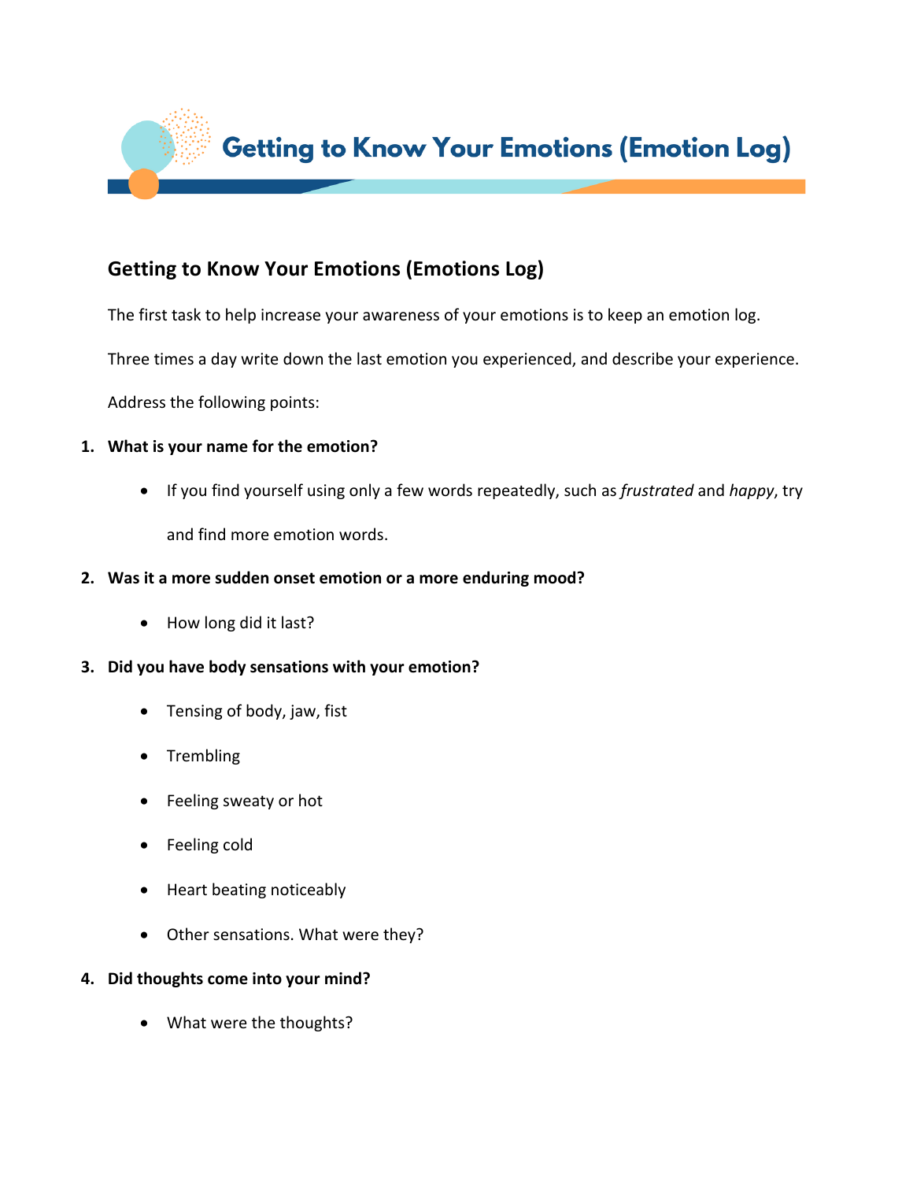# Getting to Know Your Emotions (Emotion Log)

## Getting to Know Your Emotions (Emotions Log)

The first task to help increase your awareness of your emotions is to keep an emotion log.

Three times a day write down the last emotion you experienced, and describe your experience.

Address the following points:

1. **What is your name for the emotion?**
   - If you find yourself using only a few words repeatedly, such as *frustrated* and *happy*, try and find more emotion words.
2. **Was it a more sudden onset emotion or a more enduring mood?**
   - How long did it last?
3. **Did you have body sensations with your emotion?**
   - Tensing of body, jaw, fist
   - Trembling
   - Feeling sweaty or hot
   - Feeling cold
   - Heart beating noticeably
   - Other sensations. What were they?
4. **Did thoughts come into your mind?**
   - What were the thoughts?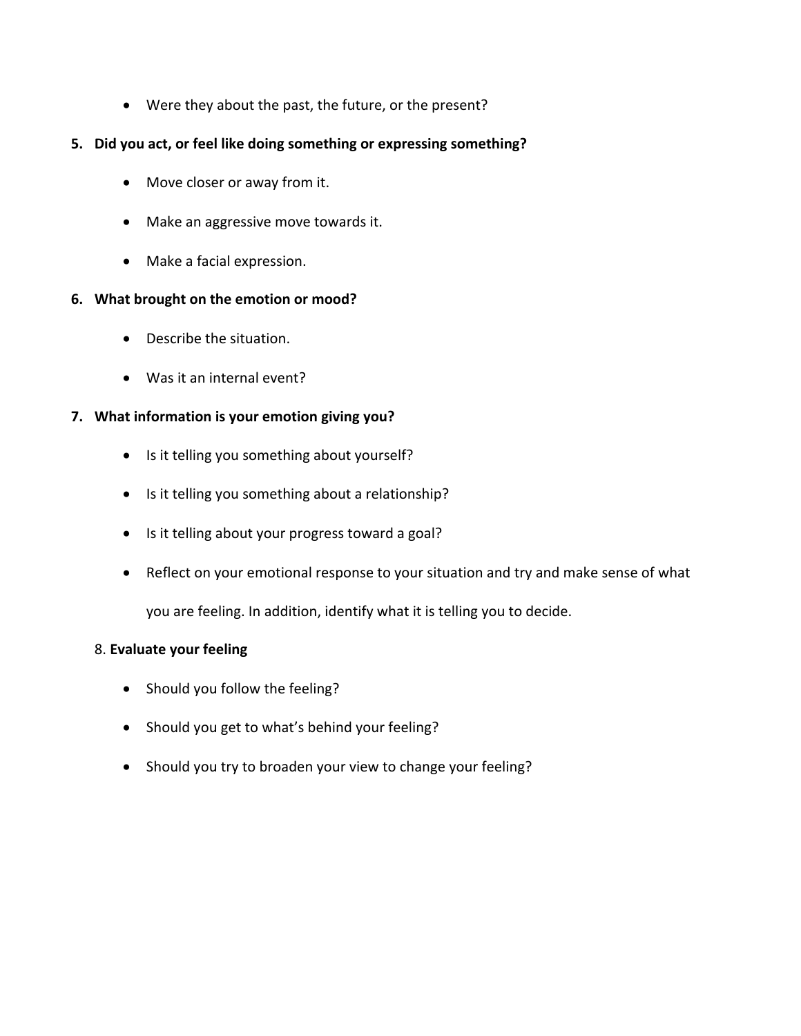- Were they about the past, the future, or the present?

5. **Did you act, or feel like doing something or expressing something?**
   - Move closer or away from it.
   - Make an aggressive move towards it.
   - Make a facial expression.

6. **What brought on the emotion or mood?**
   - Describe the situation.
   - Was it an internal event?

7. **What information is your emotion giving you?**
   - Is it telling you something about yourself?
   - Is it telling you something about a relationship?
   - Is it telling about your progress toward a goal?
   - Reflect on your emotional response to your situation and try and make sense of what you are feeling. In addition, identify what it is telling you to decide.

8. **Evaluate your feeling**
   - Should you follow the feeling?
   - Should you get to what's behind your feeling?
   - Should you try to broaden your view to change your feeling?